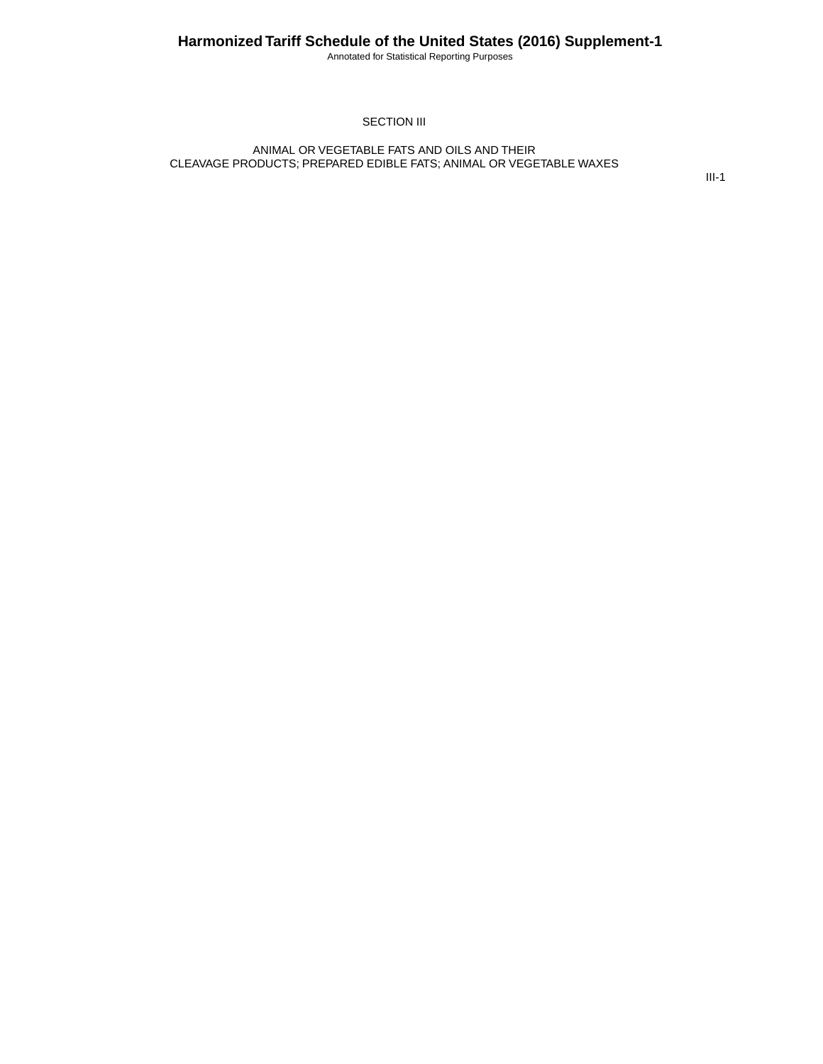# SECTION III

## ANIMAL OR VEGETABLE FATS AND OILS AND THEIR CLEAVAGE PRODUCTS; PREPARED EDIBLE FATS; ANIMAL OR VEGETABLE WAXES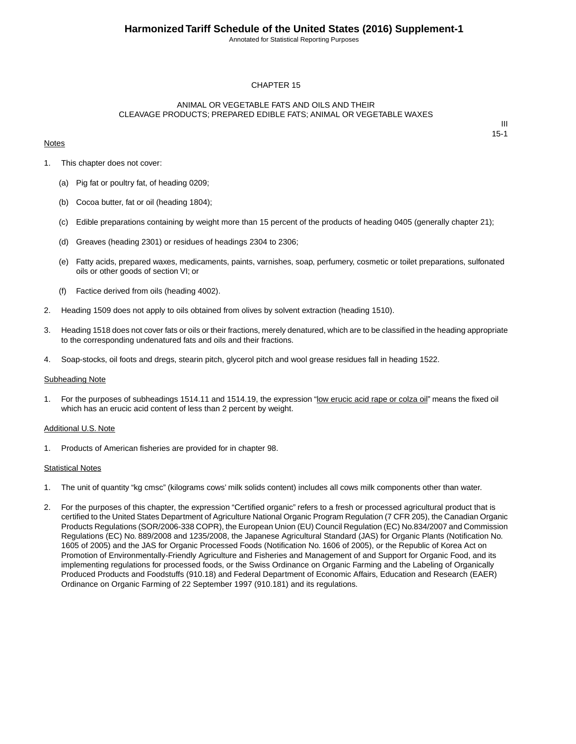# CHAPTER 15

## ANIMAL OR VEGETABLE FATS AND OILS AND THEIR CLEAVAGE PRODUCTS; PREPARED EDIBLE FATS; ANIMAL OR VEGETABLE WAXES

III
15-1

Notes

1. This chapter does not cover:

   (a) Pig fat or poultry fat, of heading 0209;

   (b) Cocoa butter, fat or oil (heading 1804);

   (c) Edible preparations containing by weight more than 15 percent of the products of heading 0405 (generally chapter 21);

   (d) Greaves (heading 2301) or residues of headings 2304 to 2306;

   (e) Fatty acids, prepared waxes, medicaments, paints, varnishes, soap, perfumery, cosmetic or toilet preparations, sulfonated oils or other goods of section VI; or

   (f) Factice derived from oils (heading 4002).

2. Heading 1509 does not apply to oils obtained from olives by solvent extraction (heading 1510).

3. Heading 1518 does not cover fats or oils or their fractions, merely denatured, which are to be classified in the heading appropriate to the corresponding undenatured fats and oils and their fractions.

4. Soap-stocks, oil foots and dregs, stearin pitch, glycerol pitch and wool grease residues fall in heading 1522.

Subheading Note

1. For the purposes of subheadings 1514.11 and 1514.19, the expression "low erucic acid rape or colza oil" means the fixed oil which has an erucic acid content of less than 2 percent by weight.

Additional U.S. Note

1. Products of American fisheries are provided for in chapter 98.

Statistical Notes

1. The unit of quantity "kg cmsc" (kilograms cows' milk solids content) includes all cows milk components other than water.

2. For the purposes of this chapter, the expression "Certified organic" refers to a fresh or processed agricultural product that is certified to the United States Department of Agriculture National Organic Program Regulation (7 CFR 205), the Canadian Organic Products Regulations (SOR/2006-338 COPR), the European Union (EU) Council Regulation (EC) No.834/2007 and Commission Regulations (EC) No. 889/2008 and 1235/2008, the Japanese Agricultural Standard (JAS) for Organic Plants (Notification No. 1605 of 2005) and the JAS for Organic Processed Foods (Notification No. 1606 of 2005), or the Republic of Korea Act on Promotion of Environmentally-Friendly Agriculture and Fisheries and Management of and Support for Organic Food, and its implementing regulations for processed foods, or the Swiss Ordinance on Organic Farming and the Labeling of Organically Produced Products and Foodstuffs (910.18) and Federal Department of Economic Affairs, Education and Research (EAER) Ordinance on Organic Farming of 22 September 1997 (910.181) and its regulations.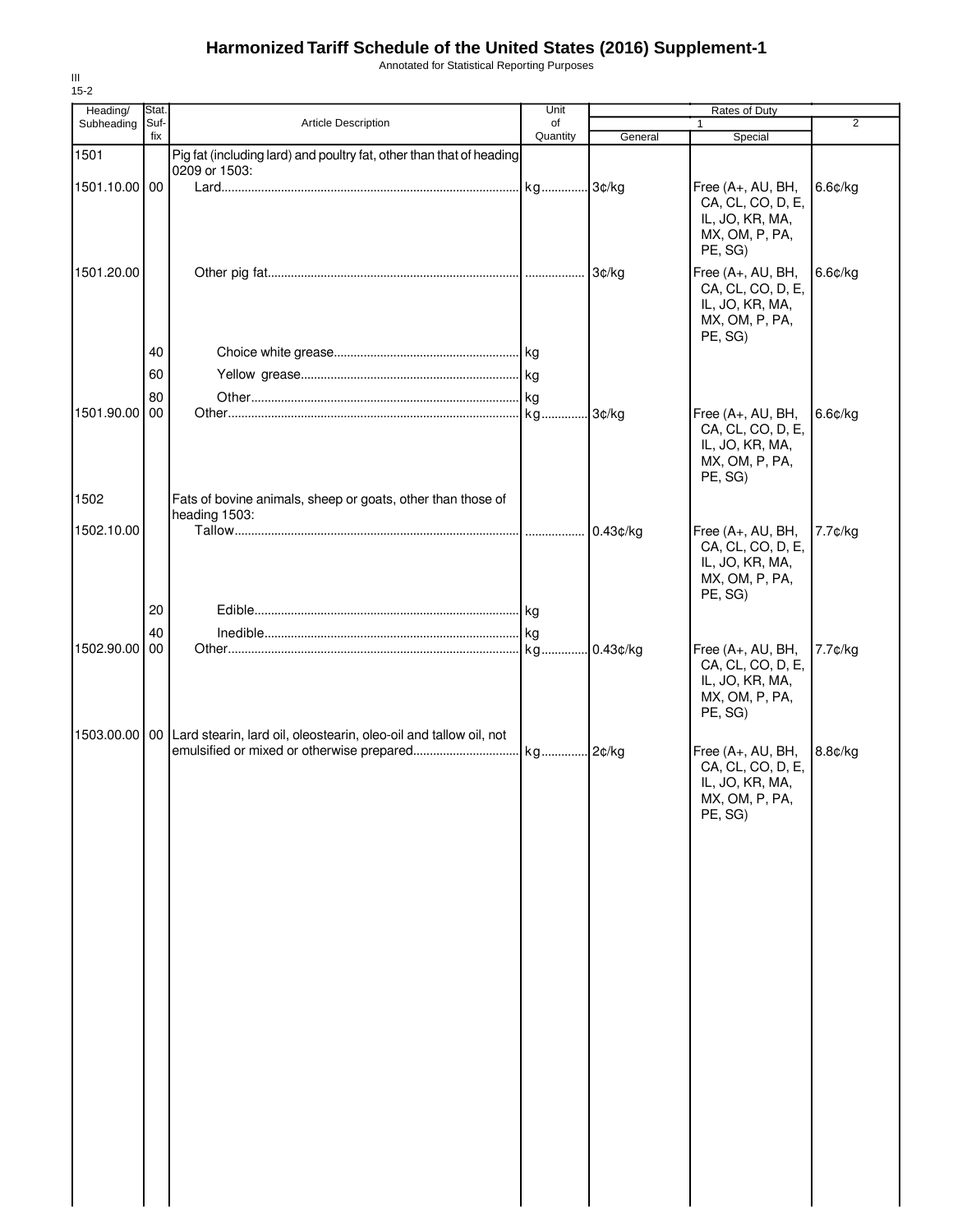# Harmonized Tariff Schedule of the United States (2016) Supplement-1

Annotated for Statistical Reporting Purposes

III
15-2

| Heading/ Subheading | Stat. Suf- fix | Article Description | Unit of Quantity | Rates of Duty 1 General | Special | 2 |
|---|---|---|---|---|---|---|
| 1501 | | Pig fat (including lard) and poultry fat, other than that of heading 0209 or 1503: | | | | |
| 1501.10.00 | 00 | Lard | kg | 3¢/kg | Free (A+, AU, BH, CA, CL, CO, D, E, IL, JO, KR, MA, MX, OM, P, PA, PE, SG) | 6.6¢/kg |
| 1501.20.00 | | Other pig fat | | 3¢/kg | Free (A+, AU, BH, CA, CL, CO, D, E, IL, JO, KR, MA, MX, OM, P, PA, PE, SG) | 6.6¢/kg |
| | 40 | Choice white grease | kg | | | |
| | 60 | Yellow grease | kg | | | |
| | 80 | Other | kg | | | |
| 1501.90.00 | 00 | Other | kg | 3¢/kg | Free (A+, AU, BH, CA, CL, CO, D, E, IL, JO, KR, MA, MX, OM, P, PA, PE, SG) | 6.6¢/kg |
| 1502 | | Fats of bovine animals, sheep or goats, other than those of heading 1503: | | | | |
| 1502.10.00 | | Tallow | | 0.43¢/kg | Free (A+, AU, BH, CA, CL, CO, D, E, IL, JO, KR, MA, MX, OM, P, PA, PE, SG) | 7.7¢/kg |
| | 20 | Edible | kg | | | |
| | 40 | Inedible | kg | | | |
| 1502.90.00 | 00 | Other | kg | 0.43¢/kg | Free (A+, AU, BH, CA, CL, CO, D, E, IL, JO, KR, MA, MX, OM, P, PA, PE, SG) | 7.7¢/kg |
| 1503.00.00 | 00 | Lard stearin, lard oil, oleostearin, oleo-oil and tallow oil, not emulsified or mixed or otherwise prepared | kg | 2¢/kg | Free (A+, AU, BH, CA, CL, CO, D, E, IL, JO, KR, MA, MX, OM, P, PA, PE, SG) | 8.8¢/kg |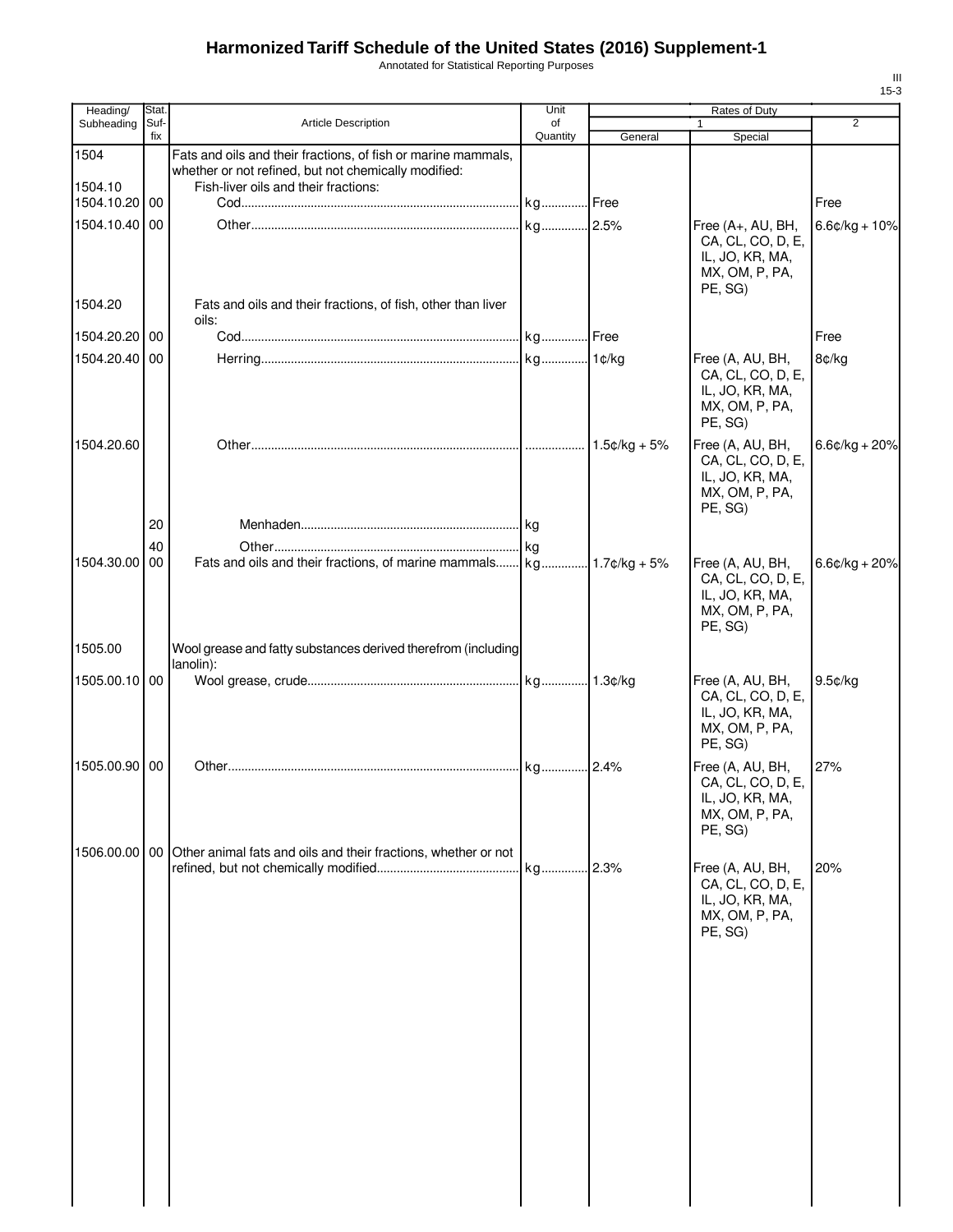# Harmonized Tariff Schedule of the United States (2016) Supplement-1

Annotated for Statistical Reporting Purposes

| Heading/ Subheading | Stat. Suf- fix | Article Description | Unit of Quantity | Rates of Duty 1 General | Special | 2 |
|---|---|---|---|---|---|---|
| 1504 | | Fats and oils and their fractions, of fish or marine mammals, whether or not refined, but not chemically modified: | | | | |
| 1504.10 | | Fish-liver oils and their fractions: | | | | |
| 1504.10.20 | 00 | Cod | kg | Free | | Free |
| 1504.10.40 | 00 | Other | kg | 2.5% | Free (A+, AU, BH, CA, CL, CO, D, E, IL, JO, KR, MA, MX, OM, P, PA, PE, SG) | 6.6¢/kg + 10% |
| 1504.20 | | Fats and oils and their fractions, of fish, other than liver oils: | | | | |
| 1504.20.20 | 00 | Cod | kg | Free | | Free |
| 1504.20.40 | 00 | Herring | kg | 1¢/kg | Free (A, AU, BH, CA, CL, CO, D, E, IL, JO, KR, MA, MX, OM, P, PA, PE, SG) | 8¢/kg |
| 1504.20.60 | | Other | | 1.5¢/kg + 5% | Free (A, AU, BH, CA, CL, CO, D, E, IL, JO, KR, MA, MX, OM, P, PA, PE, SG) | 6.6¢/kg + 20% |
| | 20 | Menhaden | kg | | | |
| | 40 | Other | kg | | | |
| 1504.30.00 | 00 | Fats and oils and their fractions, of marine mammals | kg | 1.7¢/kg + 5% | Free (A, AU, BH, CA, CL, CO, D, E, IL, JO, KR, MA, MX, OM, P, PA, PE, SG) | 6.6¢/kg + 20% |
| 1505.00 | | Wool grease and fatty substances derived therefrom (including lanolin): | | | | |
| 1505.00.10 | 00 | Wool grease, crude | kg | 1.3¢/kg | Free (A, AU, BH, CA, CL, CO, D, E, IL, JO, KR, MA, MX, OM, P, PA, PE, SG) | 9.5¢/kg |
| 1505.00.90 | 00 | Other | kg | 2.4% | Free (A, AU, BH, CA, CL, CO, D, E, IL, JO, KR, MA, MX, OM, P, PA, PE, SG) | 27% |
| 1506.00.00 | 00 | Other animal fats and oils and their fractions, whether or not refined, but not chemically modified | kg | 2.3% | Free (A, AU, BH, CA, CL, CO, D, E, IL, JO, KR, MA, MX, OM, P, PA, PE, SG) | 20% |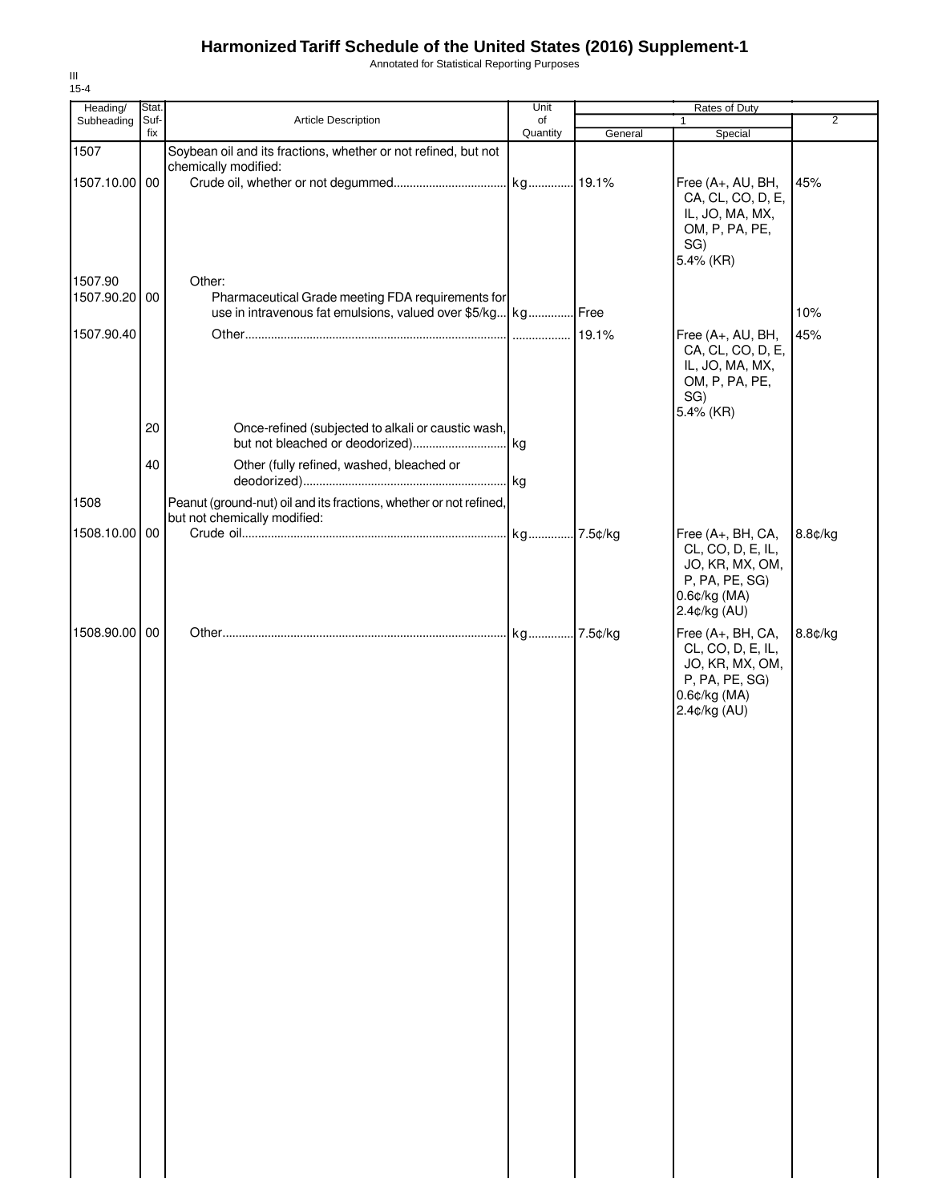# Harmonized Tariff Schedule of the United States (2016) Supplement-1

Annotated for Statistical Reporting Purposes

III
15-4

| Heading/ Subheading | Stat. Suf-fix | Article Description | Unit of Quantity | Rates of Duty 1 General | Rates of Duty 1 Special | Rates of Duty 2 |
|---|---|---|---|---|---|---|
| 1507 | | Soybean oil and its fractions, whether or not refined, but not chemically modified: | | | | |
| 1507.10.00 | 00 | Crude oil, whether or not degummed | kg | 19.1% | Free (A+, AU, BH, CA, CL, CO, D, E, IL, JO, MA, MX, OM, P, PA, PE, SG) 5.4% (KR) | 45% |
| 1507.90 | | Other: | | | | |
| 1507.90.20 | 00 | Pharmaceutical Grade meeting FDA requirements for use in intravenous fat emulsions, valued over $5/kg | kg | Free | | 10% |
| 1507.90.40 | | Other | | 19.1% | Free (A+, AU, BH, CA, CL, CO, D, E, IL, JO, MA, MX, OM, P, PA, PE, SG) 5.4% (KR) | 45% |
| | 20 | Once-refined (subjected to alkali or caustic wash, but not bleached or deodorized) | kg | | | |
| | 40 | Other (fully refined, washed, bleached or deodorized) | kg | | | |
| 1508 | | Peanut (ground-nut) oil and its fractions, whether or not refined, but not chemically modified: | | | | |
| 1508.10.00 | 00 | Crude oil | kg | 7.5¢/kg | Free (A+, BH, CA, CL, CO, D, E, IL, JO, KR, MX, OM, P, PA, PE, SG) 0.6¢/kg (MA) 2.4¢/kg (AU) | 8.8¢/kg |
| 1508.90.00 | 00 | Other | kg | 7.5¢/kg | Free (A+, BH, CA, CL, CO, D, E, IL, JO, KR, MX, OM, P, PA, PE, SG) 0.6¢/kg (MA) 2.4¢/kg (AU) | 8.8¢/kg |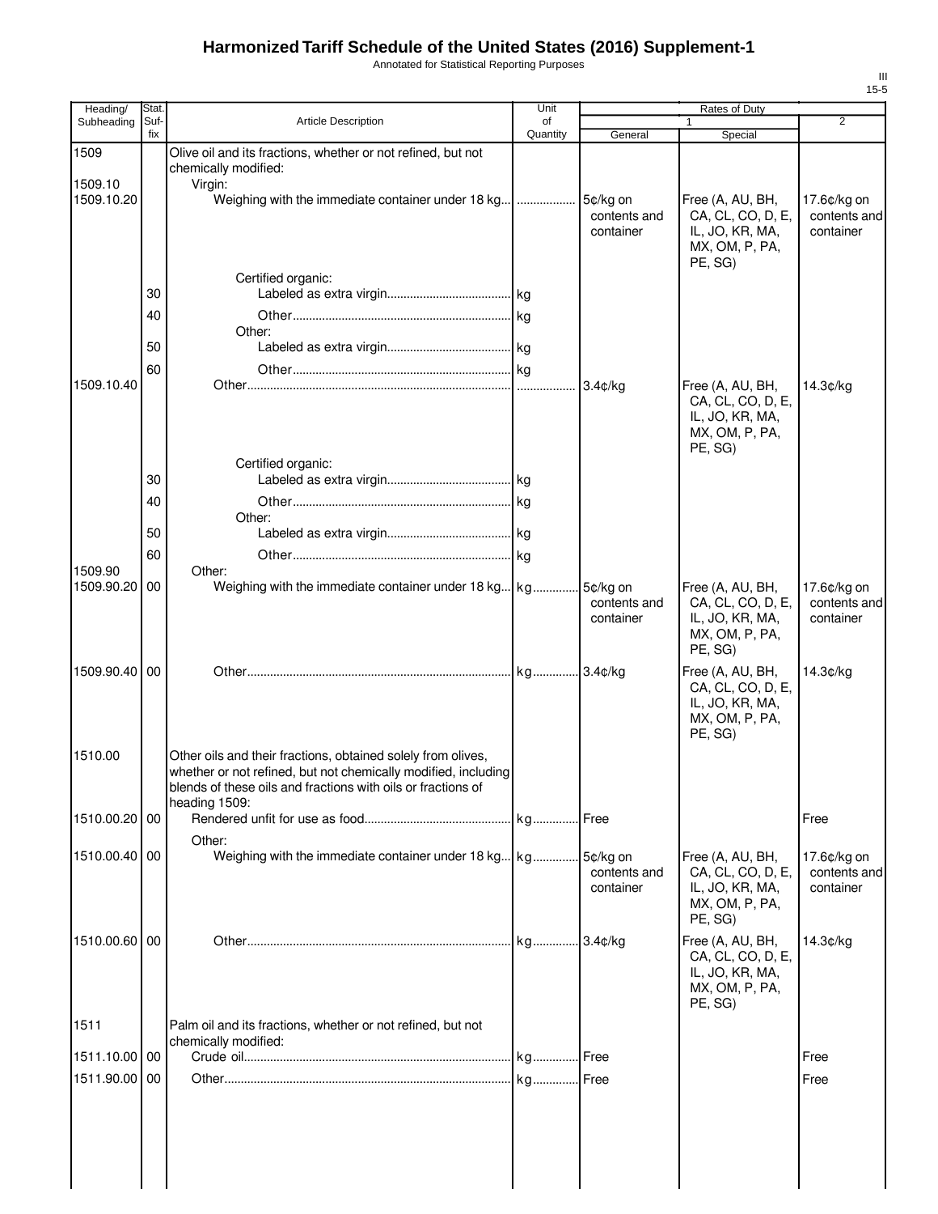# Harmonized Tariff Schedule of the United States (2016) Supplement-1

Annotated for Statistical Reporting Purposes

| Heading/ Subheading | Stat. Suf- fix | Article Description | Unit of Quantity | Rates of Duty 1 General | Special | 2 |
|---|---|---|---|---|---|---|
| 1509 | | Olive oil and its fractions, whether or not refined, but not chemically modified: | | | | |
| 1509.10 | | Virgin: | | | | |
| 1509.10.20 | | Weighing with the immediate container under 18 kg | | 5¢/kg on contents and container | Free (A, AU, BH, CA, CL, CO, D, E, IL, JO, KR, MA, MX, OM, P, PA, PE, SG) | 17.6¢/kg on contents and container |
| | | Certified organic: | | | | |
| | 30 | Labeled as extra virgin | kg | | | |
| | 40 | Other | kg | | | |
| | | Other: | | | | |
| | 50 | Labeled as extra virgin | kg | | | |
| | 60 | Other | kg | | | |
| 1509.10.40 | | Other | | 3.4¢/kg | Free (A, AU, BH, CA, CL, CO, D, E, IL, JO, KR, MA, MX, OM, P, PA, PE, SG) | 14.3¢/kg |
| | | Certified organic: | | | | |
| | 30 | Labeled as extra virgin | kg | | | |
| | 40 | Other | kg | | | |
| | | Other: | | | | |
| | 50 | Labeled as extra virgin | kg | | | |
| | 60 | Other | kg | | | |
| 1509.90 | | Other: | | | | |
| 1509.90.20 | 00 | Weighing with the immediate container under 18 kg | kg | 5¢/kg on contents and container | Free (A, AU, BH, CA, CL, CO, D, E, IL, JO, KR, MA, MX, OM, P, PA, PE, SG) | 17.6¢/kg on contents and container |
| 1509.90.40 | 00 | Other | kg | 3.4¢/kg | Free (A, AU, BH, CA, CL, CO, D, E, IL, JO, KR, MA, MX, OM, P, PA, PE, SG) | 14.3¢/kg |
| 1510.00 | | Other oils and their fractions, obtained solely from olives, whether or not refined, but not chemically modified, including blends of these oils and fractions with oils or fractions of heading 1509: | | | | |
| 1510.00.20 | 00 | Rendered unfit for use as food | kg | Free | | Free |
| | | Other: | | | | |
| 1510.00.40 | 00 | Weighing with the immediate container under 18 kg | kg | 5¢/kg on contents and container | Free (A, AU, BH, CA, CL, CO, D, E, IL, JO, KR, MA, MX, OM, P, PA, PE, SG) | 17.6¢/kg on contents and container |
| 1510.00.60 | 00 | Other | kg | 3.4¢/kg | Free (A, AU, BH, CA, CL, CO, D, E, IL, JO, KR, MA, MX, OM, P, PA, PE, SG) | 14.3¢/kg |
| 1511 | | Palm oil and its fractions, whether or not refined, but not chemically modified: | | | | |
| 1511.10.00 | 00 | Crude oil | kg | Free | | Free |
| 1511.90.00 | 00 | Other | kg | Free | | Free |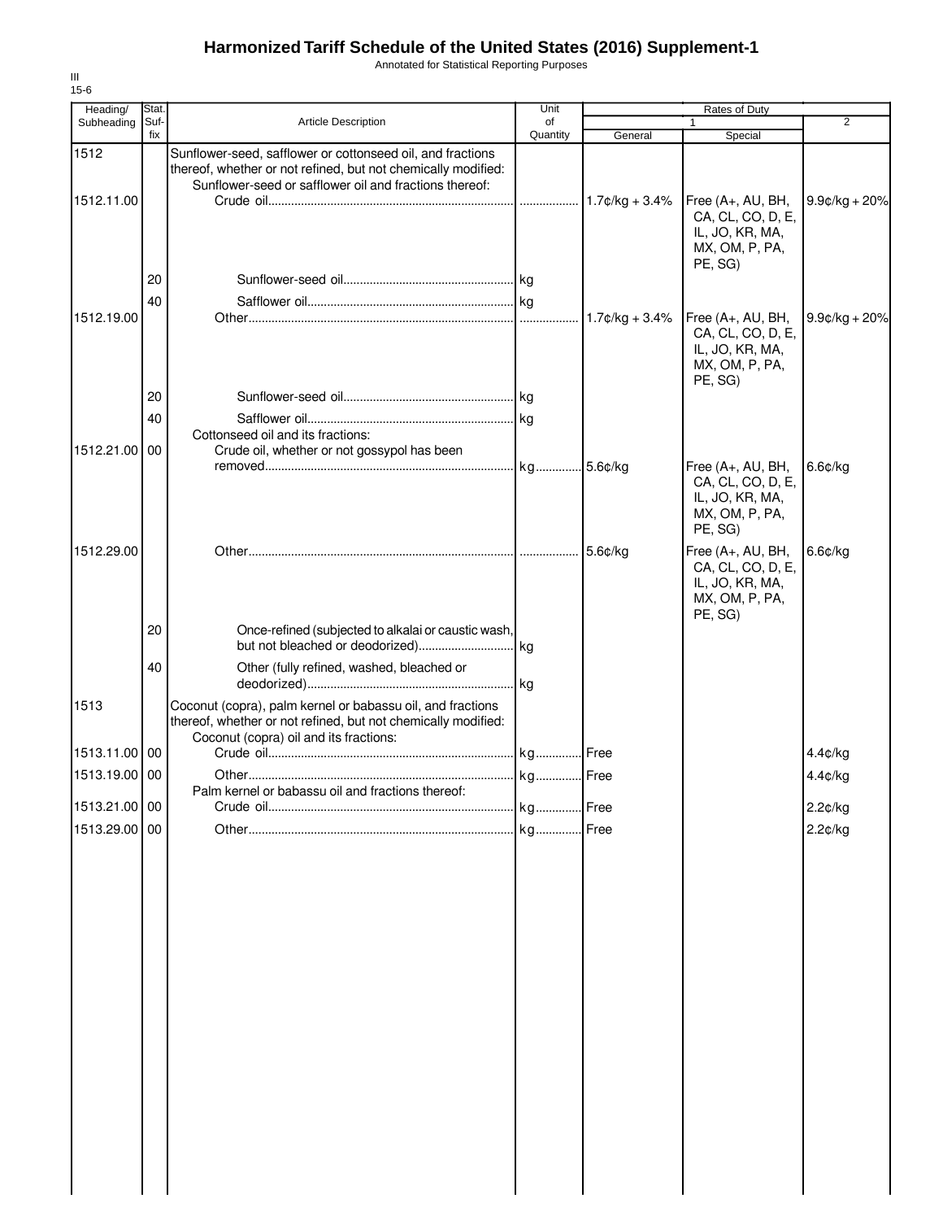# Harmonized Tariff Schedule of the United States (2016) Supplement-1

Annotated for Statistical Reporting Purposes

III
15-6

| Heading/ Subheading | Stat. Suf-fix | Article Description | Unit of Quantity | Rates of Duty 1 General | Rates of Duty 1 Special | Rates of Duty 2 |
|---|---|---|---|---|---|---|
| 1512 | | Sunflower-seed, safflower or cottonseed oil, and fractions thereof, whether or not refined, but not chemically modified: | | | | |
| | | Sunflower-seed or safflower oil and fractions thereof: | | | | |
| 1512.11.00 | | Crude oil | | 1.7¢/kg + 3.4% | Free (A+, AU, BH, CA, CL, CO, D, E, IL, JO, KR, MA, MX, OM, P, PA, PE, SG) | 9.9¢/kg + 20% |
| | 20 | Sunflower-seed oil | kg | | | |
| | 40 | Safflower oil | kg | | | |
| 1512.19.00 | | Other | | 1.7¢/kg + 3.4% | Free (A+, AU, BH, CA, CL, CO, D, E, IL, JO, KR, MA, MX, OM, P, PA, PE, SG) | 9.9¢/kg + 20% |
| | 20 | Sunflower-seed oil | kg | | | |
| | 40 | Safflower oil | kg | | | |
| | | Cottonseed oil and its fractions: | | | | |
| 1512.21.00 | 00 | Crude oil, whether or not gossypol has been removed | kg | 5.6¢/kg | Free (A+, AU, BH, CA, CL, CO, D, E, IL, JO, KR, MA, MX, OM, P, PA, PE, SG) | 6.6¢/kg |
| 1512.29.00 | | Other | | 5.6¢/kg | Free (A+, AU, BH, CA, CL, CO, D, E, IL, JO, KR, MA, MX, OM, P, PA, PE, SG) | 6.6¢/kg |
| | 20 | Once-refined (subjected to alkalai or caustic wash, but not bleached or deodorized) | kg | | | |
| | 40 | Other (fully refined, washed, bleached or deodorized) | kg | | | |
| 1513 | | Coconut (copra), palm kernel or babassu oil, and fractions thereof, whether or not refined, but not chemically modified: | | | | |
| | | Coconut (copra) oil and its fractions: | | | | |
| 1513.11.00 | 00 | Crude oil | kg | Free | | 4.4¢/kg |
| 1513.19.00 | 00 | Other | kg | Free | | 4.4¢/kg |
| | | Palm kernel or babassu oil and fractions thereof: | | | | |
| 1513.21.00 | 00 | Crude oil | kg | Free | | 2.2¢/kg |
| 1513.29.00 | 00 | Other | kg | Free | | 2.2¢/kg |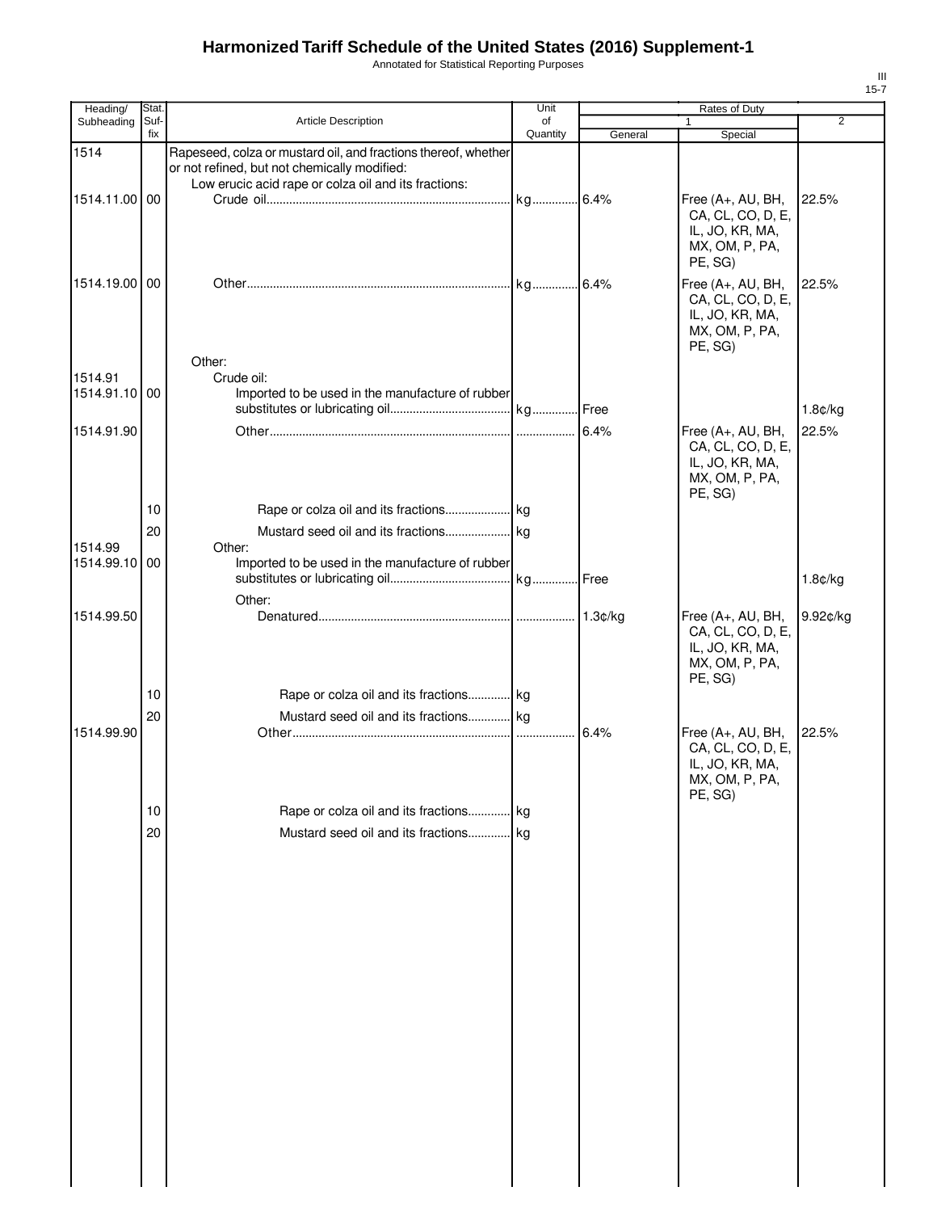# Harmonized Tariff Schedule of the United States (2016) Supplement-1

Annotated for Statistical Reporting Purposes

| Heading/ Subheading | Stat. Suf- fix | Article Description | Unit of Quantity | Rates of Duty 1 General | Special | 2 |
|---|---|---|---|---|---|---|
| 1514 | | Rapeseed, colza or mustard oil, and fractions thereof, whether or not refined, but not chemically modified: | | | | |
| | | Low erucic acid rape or colza oil and its fractions: | | | | |
| 1514.11.00 | 00 | Crude oil | kg | 6.4% | Free (A+, AU, BH, CA, CL, CO, D, E, IL, JO, KR, MA, MX, OM, P, PA, PE, SG) | 22.5% |
| 1514.19.00 | 00 | Other | kg | 6.4% | Free (A+, AU, BH, CA, CL, CO, D, E, IL, JO, KR, MA, MX, OM, P, PA, PE, SG) | 22.5% |
| | | Other: | | | | |
| 1514.91 | | Crude oil: | | | | |
| 1514.91.10 | 00 | Imported to be used in the manufacture of rubber substitutes or lubricating oil | kg | Free | | 1.8¢/kg |
| 1514.91.90 | | Other | | 6.4% | Free (A+, AU, BH, CA, CL, CO, D, E, IL, JO, KR, MA, MX, OM, P, PA, PE, SG) | 22.5% |
| | 10 | Rape or colza oil and its fractions | kg | | | |
| | 20 | Mustard seed oil and its fractions | kg | | | |
| 1514.99 | | Other: | | | | |
| 1514.99.10 | 00 | Imported to be used in the manufacture of rubber substitutes or lubricating oil | kg | Free | | 1.8¢/kg |
| | | Other: | | | | |
| 1514.99.50 | | Denatured | | 1.3¢/kg | Free (A+, AU, BH, CA, CL, CO, D, E, IL, JO, KR, MA, MX, OM, P, PA, PE, SG) | 9.92¢/kg |
| | 10 | Rape or colza oil and its fractions | kg | | | |
| | 20 | Mustard seed oil and its fractions | kg | | | |
| 1514.99.90 | | Other | | 6.4% | Free (A+, AU, BH, CA, CL, CO, D, E, IL, JO, KR, MA, MX, OM, P, PA, PE, SG) | 22.5% |
| | 10 | Rape or colza oil and its fractions | kg | | | |
| | 20 | Mustard seed oil and its fractions | kg | | | |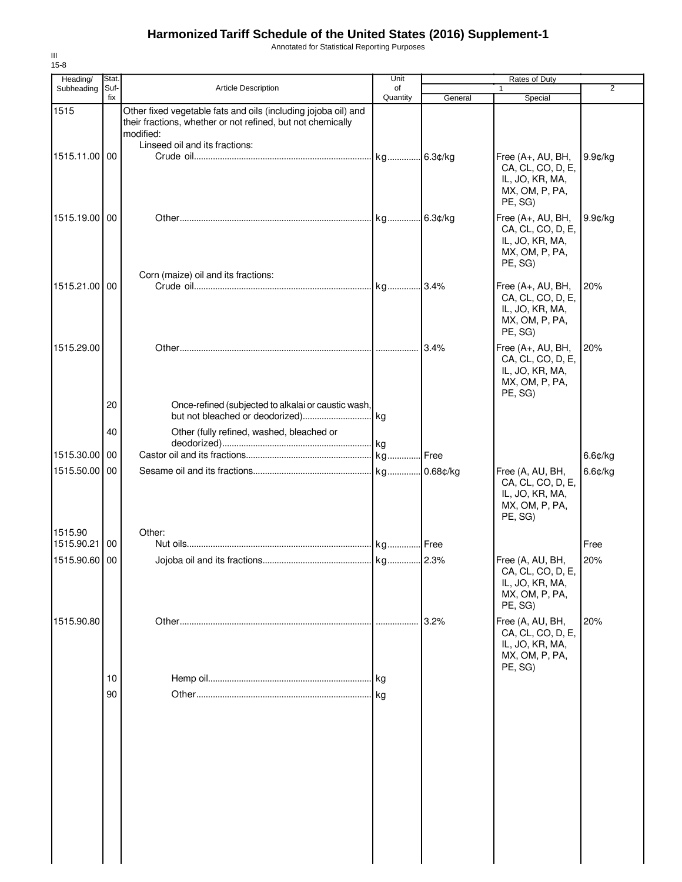# Harmonized Tariff Schedule of the United States (2016) Supplement-1

Annotated for Statistical Reporting Purposes

III
15-8

| Heading/ Subheading | Stat. Suf- fix | Article Description | Unit of Quantity | Rates of Duty 1 General | Special | 2 |
|---|---|---|---|---|---|---|
| 1515 | | Other fixed vegetable fats and oils (including jojoba oil) and their fractions, whether or not refined, but not chemically modified: | | | | |
| | | Linseed oil and its fractions: | | | | |
| 1515.11.00 | 00 | Crude oil | kg | 6.3¢/kg | Free (A+, AU, BH, CA, CL, CO, D, E, IL, JO, KR, MA, MX, OM, P, PA, PE, SG) | 9.9¢/kg |
| 1515.19.00 | 00 | Other | kg | 6.3¢/kg | Free (A+, AU, BH, CA, CL, CO, D, E, IL, JO, KR, MA, MX, OM, P, PA, PE, SG) | 9.9¢/kg |
| | | Corn (maize) oil and its fractions: | | | | |
| 1515.21.00 | 00 | Crude oil | kg | 3.4% | Free (A+, AU, BH, CA, CL, CO, D, E, IL, JO, KR, MA, MX, OM, P, PA, PE, SG) | 20% |
| 1515.29.00 | | Other | | 3.4% | Free (A+, AU, BH, CA, CL, CO, D, E, IL, JO, KR, MA, MX, OM, P, PA, PE, SG) | 20% |
| | 20 | Once-refined (subjected to alkalai or caustic wash, but not bleached or deodorized) | kg | | | |
| | 40 | Other (fully refined, washed, bleached or deodorized) | kg | | | |
| 1515.30.00 | 00 | Castor oil and its fractions | kg | Free | | 6.6¢/kg |
| 1515.50.00 | 00 | Sesame oil and its fractions | kg | 0.68¢/kg | Free (A, AU, BH, CA, CL, CO, D, E, IL, JO, KR, MA, MX, OM, P, PA, PE, SG) | 6.6¢/kg |
| 1515.90 | | Other: | | | | |
| 1515.90.21 | 00 | Nut oils | kg | Free | | Free |
| 1515.90.60 | 00 | Jojoba oil and its fractions | kg | 2.3% | Free (A, AU, BH, CA, CL, CO, D, E, IL, JO, KR, MA, MX, OM, P, PA, PE, SG) | 20% |
| 1515.90.80 | | Other | | 3.2% | Free (A, AU, BH, CA, CL, CO, D, E, IL, JO, KR, MA, MX, OM, P, PA, PE, SG) | 20% |
| | 10 | Hemp oil | kg | | | |
| | 90 | Other | kg | | | |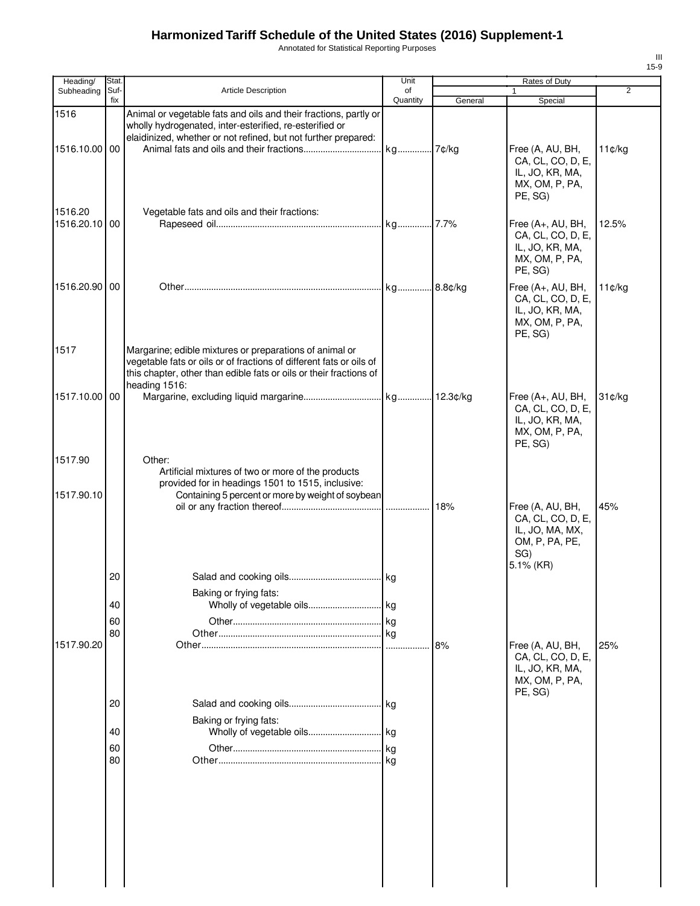# Harmonized Tariff Schedule of the United States (2016) Supplement-1

Annotated for Statistical Reporting Purposes

| Heading/ Subheading | Stat. Suf- fix | Article Description | Unit of Quantity | Rates of Duty 1 General | Special | 2 |
|---|---|---|---|---|---|---|
| 1516 | | Animal or vegetable fats and oils and their fractions, partly or wholly hydrogenated, inter-esterified, re-esterified or elaidinized, whether or not refined, but not further prepared: | | | | |
| 1516.10.00 | 00 | Animal fats and oils and their fractions | kg | 7¢/kg | Free (A, AU, BH, CA, CL, CO, D, E, IL, JO, KR, MA, MX, OM, P, PA, PE, SG) | 11¢/kg |
| 1516.20 | | Vegetable fats and oils and their fractions: | | | | |
| 1516.20.10 | 00 | Rapeseed oil | kg | 7.7% | Free (A+, AU, BH, CA, CL, CO, D, E, IL, JO, KR, MA, MX, OM, P, PA, PE, SG) | 12.5% |
| 1516.20.90 | 00 | Other | kg | 8.8¢/kg | Free (A+, AU, BH, CA, CL, CO, D, E, IL, JO, KR, MA, MX, OM, P, PA, PE, SG) | 11¢/kg |
| 1517 | | Margarine; edible mixtures or preparations of animal or vegetable fats or oils or of fractions of different fats or oils of this chapter, other than edible fats or oils or their fractions of heading 1516: | | | | |
| 1517.10.00 | 00 | Margarine, excluding liquid margarine | kg | 12.3¢/kg | Free (A+, AU, BH, CA, CL, CO, D, E, IL, JO, KR, MA, MX, OM, P, PA, PE, SG) | 31¢/kg |
| 1517.90 | | Other: | | | | |
| | | Artificial mixtures of two or more of the products provided for in headings 1501 to 1515, inclusive: | | | | |
| 1517.90.10 | | Containing 5 percent or more by weight of soybean oil or any fraction thereof | | 18% | Free (A, AU, BH, CA, CL, CO, D, E, IL, JO, MA, MX, OM, P, PA, PE, SG) 5.1% (KR) | 45% |
| | 20 | Salad and cooking oils | kg | | | |
| | | Baking or frying fats: | | | | |
| | 40 | Wholly of vegetable oils | kg | | | |
| | 60 | Other | kg | | | |
| | 80 | Other | kg | | | |
| 1517.90.20 | | Other | | 8% | Free (A, AU, BH, CA, CL, CO, D, E, IL, JO, KR, MA, MX, OM, P, PA, PE, SG) | 25% |
| | 20 | Salad and cooking oils | kg | | | |
| | | Baking or frying fats: | | | | |
| | 40 | Wholly of vegetable oils | kg | | | |
| | 60 | Other | kg | | | |
| | 80 | Other | kg | | | |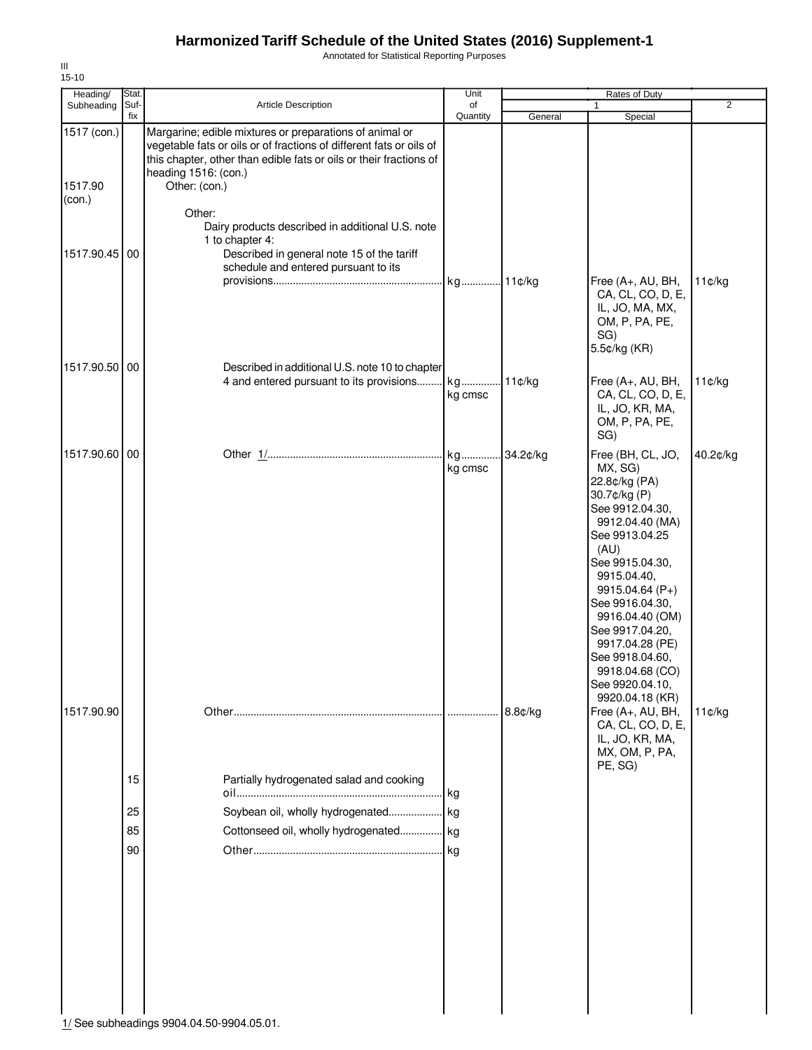# Harmonized Tariff Schedule of the United States (2016) Supplement-1

Annotated for Statistical Reporting Purposes

III
15-10

| Heading/ Subheading | Stat. Suf- fix | Article Description | Unit of Quantity | Rates of Duty 1 General | Rates of Duty 1 Special | Rates of Duty 2 |
|---|---|---|---|---|---|---|
| 1517 (con.) | | Margarine; edible mixtures or preparations of animal or vegetable fats or oils or of fractions of different fats or oils of this chapter, other than edible fats or oils or their fractions of heading 1516: (con.) | | | | |
| 1517.90 (con.) | | Other: (con.) | | | | |
| | | Other: | | | | |
| | | Dairy products described in additional U.S. note 1 to chapter 4: | | | | |
| 1517.90.45 | 00 | Described in general note 15 of the tariff schedule and entered pursuant to its provisions | kg | 11¢/kg | Free (A+, AU, BH, CA, CL, CO, D, E, IL, JO, MA, MX, OM, P, PA, PE, SG) 5.5¢/kg (KR) | 11¢/kg |
| 1517.90.50 | 00 | Described in additional U.S. note 10 to chapter 4 and entered pursuant to its provisions | kg kg cmsc | 11¢/kg | Free (A+, AU, BH, CA, CL, CO, D, E, IL, JO, KR, MA, OM, P, PA, PE, SG) | 11¢/kg |
| 1517.90.60 | 00 | Other 1/ | kg kg cmsc | 34.2¢/kg | Free (BH, CL, JO, MX, SG) 22.8¢/kg (PA) 30.7¢/kg (P) See 9912.04.30, 9912.04.40 (MA) See 9913.04.25 (AU) See 9915.04.30, 9915.04.40, 9915.04.64 (P+) See 9916.04.30, 9916.04.40 (OM) See 9917.04.20, 9917.04.28 (PE) See 9918.04.60, 9918.04.68 (CO) See 9920.04.10, 9920.04.18 (KR) | 40.2¢/kg |
| 1517.90.90 | | Other | | 8.8¢/kg | Free (A+, AU, BH, CA, CL, CO, D, E, IL, JO, KR, MA, MX, OM, P, PA, PE, SG) | 11¢/kg |
| | 15 | Partially hydrogenated salad and cooking oil | kg | | | |
| | 25 | Soybean oil, wholly hydrogenated | kg | | | |
| | 85 | Cottonseed oil, wholly hydrogenated | kg | | | |
| | 90 | Other | kg | | | |

1/ See subheadings 9904.04.50-9904.05.01.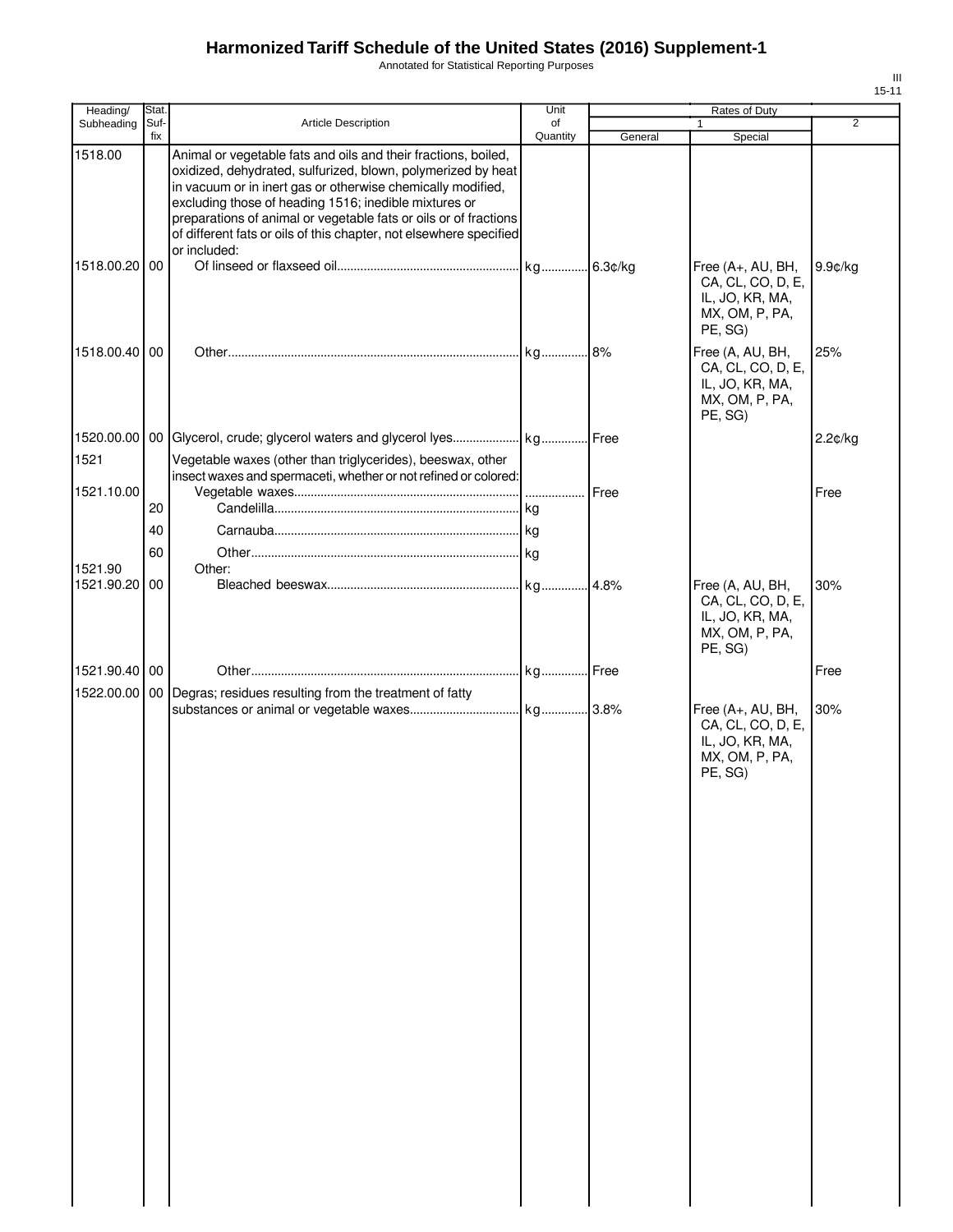# Harmonized Tariff Schedule of the United States (2016) Supplement-1

Annotated for Statistical Reporting Purposes

| Heading/ Subheading | Stat. Suf- fix | Article Description | Unit of Quantity | Rates of Duty 1 General | Special | 2 |
|---|---|---|---|---|---|---|
| 1518.00 | | Animal or vegetable fats and oils and their fractions, boiled, oxidized, dehydrated, sulfurized, blown, polymerized by heat in vacuum or in inert gas or otherwise chemically modified, excluding those of heading 1516; inedible mixtures or preparations of animal or vegetable fats or oils or of fractions of different fats or oils of this chapter, not elsewhere specified or included: | | | | |
| 1518.00.20 | 00 | Of linseed or flaxseed oil | kg | 6.3¢/kg | Free (A+, AU, BH, CA, CL, CO, D, E, IL, JO, KR, MA, MX, OM, P, PA, PE, SG) | 9.9¢/kg |
| 1518.00.40 | 00 | Other | kg | 8% | Free (A, AU, BH, CA, CL, CO, D, E, IL, JO, KR, MA, MX, OM, P, PA, PE, SG) | 25% |
| 1520.00.00 | 00 | Glycerol, crude; glycerol waters and glycerol lyes | kg | Free | | 2.2¢/kg |
| 1521 | | Vegetable waxes (other than triglycerides), beeswax, other insect waxes and spermaceti, whether or not refined or colored: | | | | |
| 1521.10.00 | | Vegetable waxes | | Free | | Free |
| | 20 | Candelilla | kg | | | |
| | 40 | Carnauba | kg | | | |
| | 60 | Other | kg | | | |
| 1521.90 | | Other: | | | | |
| 1521.90.20 | 00 | Bleached beeswax | kg | 4.8% | Free (A, AU, BH, CA, CL, CO, D, E, IL, JO, KR, MA, MX, OM, P, PA, PE, SG) | 30% |
| 1521.90.40 | 00 | Other | kg | Free | | Free |
| 1522.00.00 | 00 | Degras; residues resulting from the treatment of fatty substances or animal or vegetable waxes | kg | 3.8% | Free (A+, AU, BH, CA, CL, CO, D, E, IL, JO, KR, MA, MX, OM, P, PA, PE, SG) | 30% |